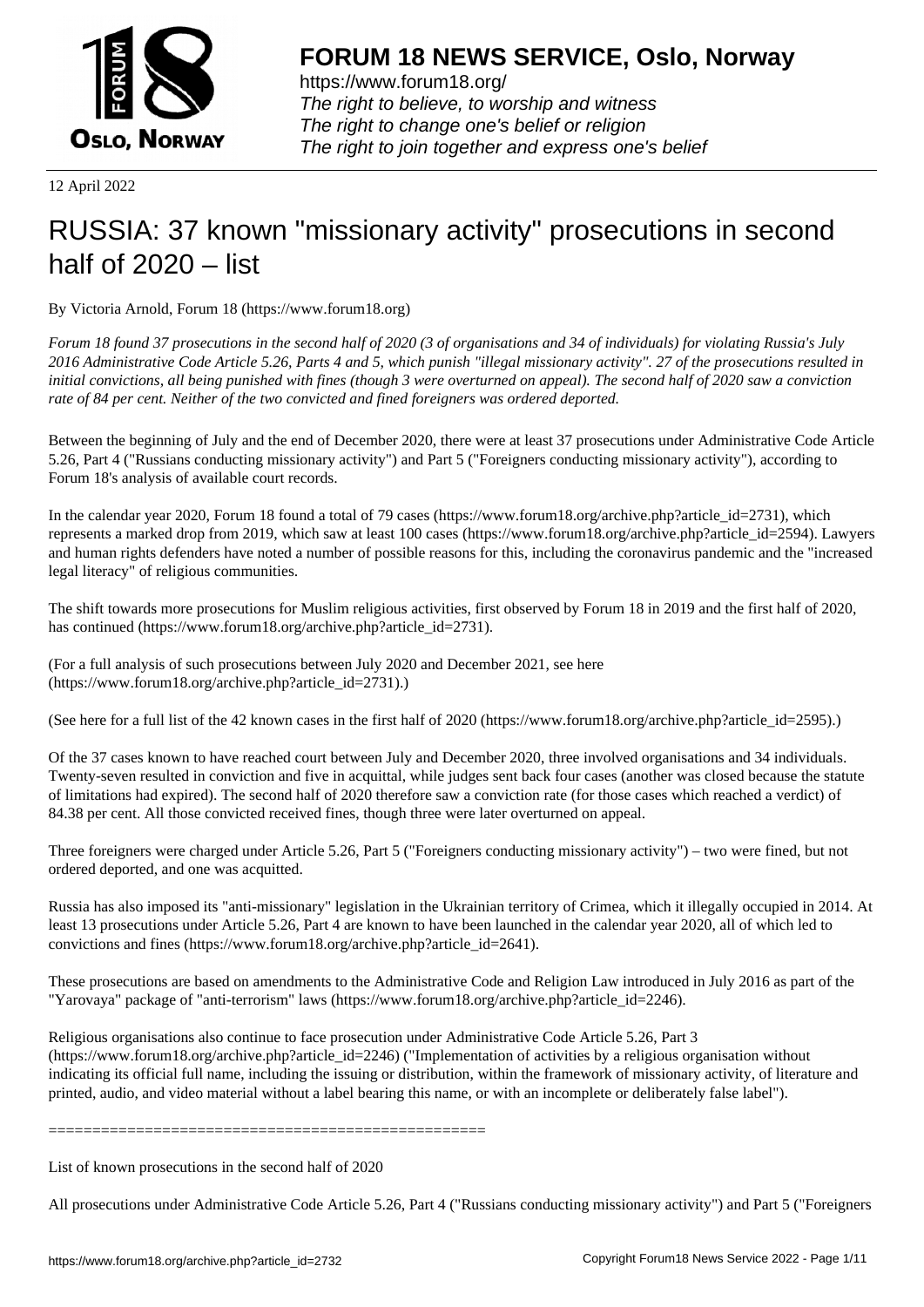# FORUM 18 NEWS SERVICE, Oslo, Norway

https://www.forum18.org/
*The right to believe, to worship and witness*
*The right to change one's belief or religion*
*The right to join together and express one's belief*

12 April 2022

# RUSSIA: 37 known "missionary activity" prosecutions in second half of 2020 – list

By Victoria Arnold, Forum 18 (https://www.forum18.org)

*Forum 18 found 37 prosecutions in the second half of 2020 (3 of organisations and 34 of individuals) for violating Russia's July 2016 Administrative Code Article 5.26, Parts 4 and 5, which punish "illegal missionary activity". 27 of the prosecutions resulted in initial convictions, all being punished with fines (though 3 were overturned on appeal). The second half of 2020 saw a conviction rate of 84 per cent. Neither of the two convicted and fined foreigners was ordered deported.*

Between the beginning of July and the end of December 2020, there were at least 37 prosecutions under Administrative Code Article 5.26, Part 4 ("Russians conducting missionary activity") and Part 5 ("Foreigners conducting missionary activity"), according to Forum 18's analysis of available court records.

In the calendar year 2020, Forum 18 found a total of 79 cases (https://www.forum18.org/archive.php?article_id=2731), which represents a marked drop from 2019, which saw at least 100 cases (https://www.forum18.org/archive.php?article_id=2594). Lawyers and human rights defenders have noted a number of possible reasons for this, including the coronavirus pandemic and the "increased legal literacy" of religious communities.

The shift towards more prosecutions for Muslim religious activities, first observed by Forum 18 in 2019 and the first half of 2020, has continued (https://www.forum18.org/archive.php?article_id=2731).

(For a full analysis of such prosecutions between July 2020 and December 2021, see here (https://www.forum18.org/archive.php?article_id=2731).)

(See here for a full list of the 42 known cases in the first half of 2020 (https://www.forum18.org/archive.php?article_id=2595).)

Of the 37 cases known to have reached court between July and December 2020, three involved organisations and 34 individuals. Twenty-seven resulted in conviction and five in acquittal, while judges sent back four cases (another was closed because the statute of limitations had expired). The second half of 2020 therefore saw a conviction rate (for those cases which reached a verdict) of 84.38 per cent. All those convicted received fines, though three were later overturned on appeal.

Three foreigners were charged under Article 5.26, Part 5 ("Foreigners conducting missionary activity") – two were fined, but not ordered deported, and one was acquitted.

Russia has also imposed its "anti-missionary" legislation in the Ukrainian territory of Crimea, which it illegally occupied in 2014. At least 13 prosecutions under Article 5.26, Part 4 are known to have been launched in the calendar year 2020, all of which led to convictions and fines (https://www.forum18.org/archive.php?article_id=2641).

These prosecutions are based on amendments to the Administrative Code and Religion Law introduced in July 2016 as part of the "Yarovaya" package of "anti-terrorism" laws (https://www.forum18.org/archive.php?article_id=2246).

Religious organisations also continue to face prosecution under Administrative Code Article 5.26, Part 3 (https://www.forum18.org/archive.php?article_id=2246) ("Implementation of activities by a religious organisation without indicating its official full name, including the issuing or distribution, within the framework of missionary activity, of literature and printed, audio, and video material without a label bearing this name, or with an incomplete or deliberately false label").

==================================================

List of known prosecutions in the second half of 2020

All prosecutions under Administrative Code Article 5.26, Part 4 ("Russians conducting missionary activity") and Part 5 ("Foreigners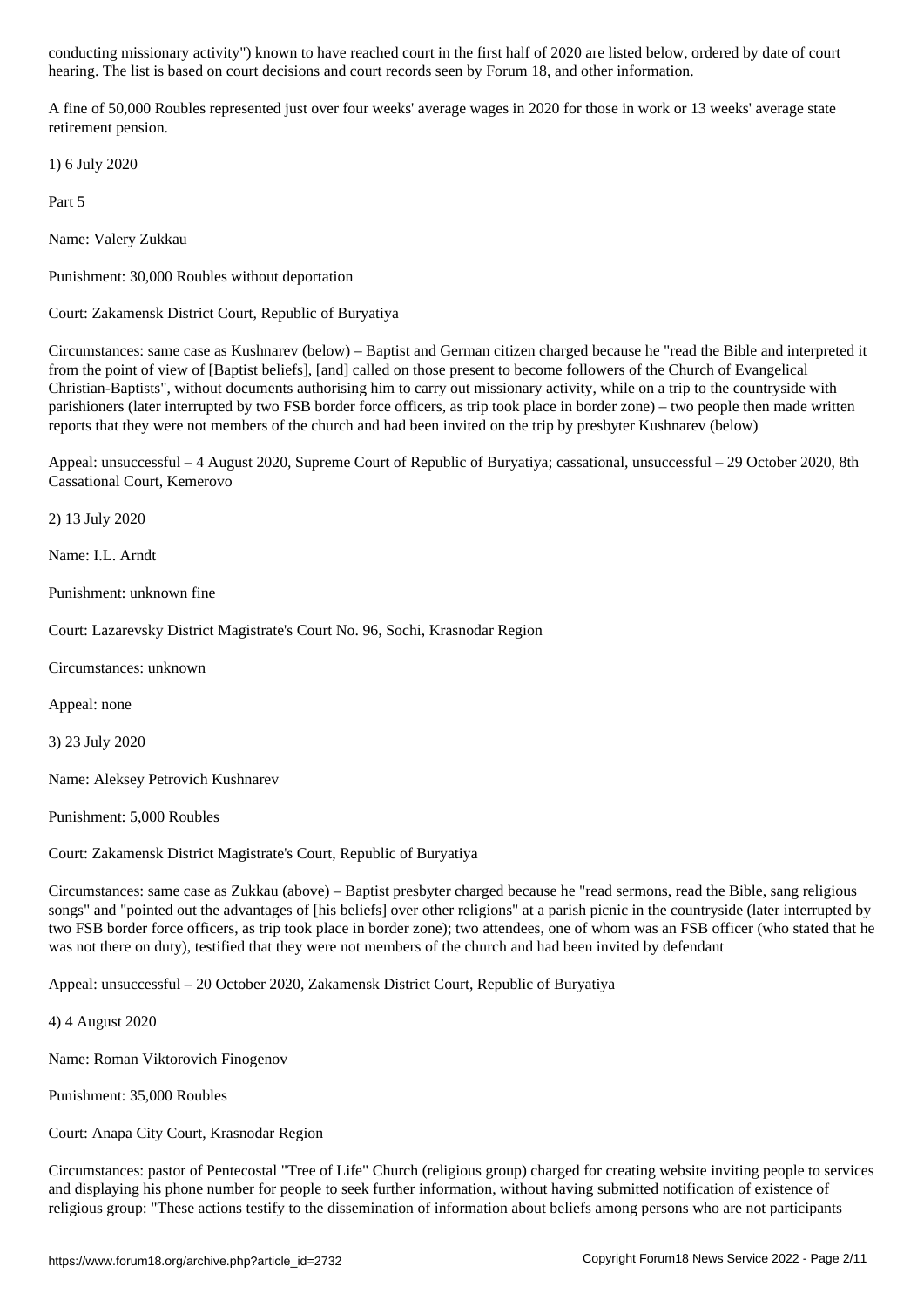conducting missionary activity") known to have reached court in the first half of 2020 are listed below, ordered by date of court hearing. The list is based on court decisions and court records seen by Forum 18, and other information.

A fine of 50,000 Roubles represented just over four weeks' average wages in 2020 for those in work or 13 weeks' average state retirement pension.

1) 6 July 2020

Part 5

Name: Valery Zukkau

Punishment: 30,000 Roubles without deportation

Court: Zakamensk District Court, Republic of Buryatiya

Circumstances: same case as Kushnarev (below) – Baptist and German citizen charged because he "read the Bible and interpreted it from the point of view of [Baptist beliefs], [and] called on those present to become followers of the Church of Evangelical Christian-Baptists", without documents authorising him to carry out missionary activity, while on a trip to the countryside with parishioners (later interrupted by two FSB border force officers, as trip took place in border zone) – two people then made written reports that they were not members of the church and had been invited on the trip by presbyter Kushnarev (below)

Appeal: unsuccessful – 4 August 2020, Supreme Court of Republic of Buryatiya; cassational, unsuccessful – 29 October 2020, 8th Cassational Court, Kemerovo

2) 13 July 2020

Name: I.L. Arndt

Punishment: unknown fine

Court: Lazarevsky District Magistrate's Court No. 96, Sochi, Krasnodar Region

Circumstances: unknown

Appeal: none

3) 23 July 2020

Name: Aleksey Petrovich Kushnarev

Punishment: 5,000 Roubles

Court: Zakamensk District Magistrate's Court, Republic of Buryatiya

Circumstances: same case as Zukkau (above) – Baptist presbyter charged because he "read sermons, read the Bible, sang religious songs" and "pointed out the advantages of [his beliefs] over other religions" at a parish picnic in the countryside (later interrupted by two FSB border force officers, as trip took place in border zone); two attendees, one of whom was an FSB officer (who stated that he was not there on duty), testified that they were not members of the church and had been invited by defendant

Appeal: unsuccessful – 20 October 2020, Zakamensk District Court, Republic of Buryatiya

4) 4 August 2020

Name: Roman Viktorovich Finogenov

Punishment: 35,000 Roubles

Court: Anapa City Court, Krasnodar Region

Circumstances: pastor of Pentecostal "Tree of Life" Church (religious group) charged for creating website inviting people to services and displaying his phone number for people to seek further information, without having submitted notification of existence of religious group: "These actions testify to the dissemination of information about beliefs among persons who are not participants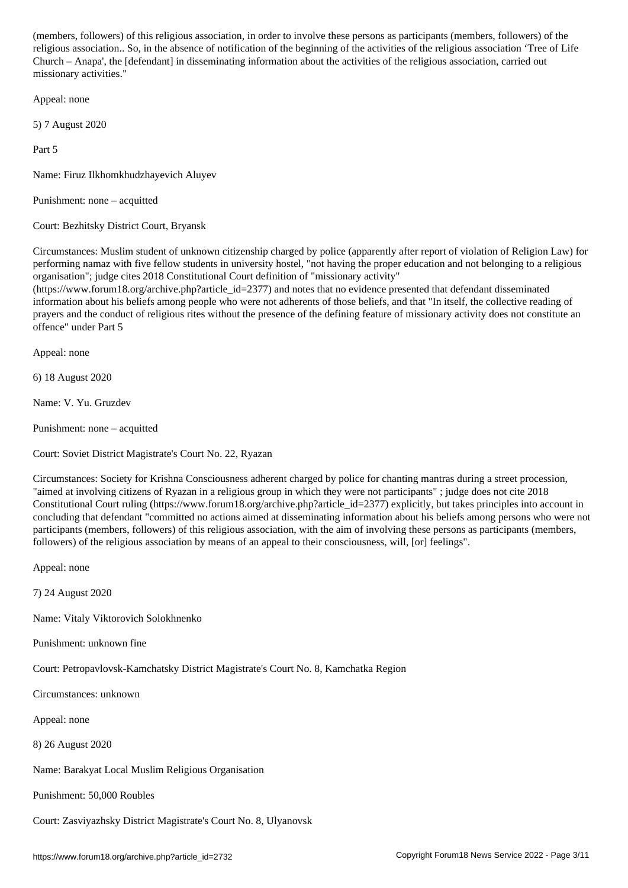(members, followers) of this religious association, in order to involve these persons as participants (members, followers) of the religious association.. So, in the absence of notification of the beginning of the activities of the religious association 'Tree of Life Church – Anapa', the [defendant] in disseminating information about the activities of the religious association, carried out missionary activities."

Appeal: none

5) 7 August 2020

Part 5

Name: Firuz Ilkhomkhudzhayevich Aluyev

Punishment: none – acquitted

Court: Bezhitsky District Court, Bryansk

Circumstances: Muslim student of unknown citizenship charged by police (apparently after report of violation of Religion Law) for performing namaz with five fellow students in university hostel, "not having the proper education and not belonging to a religious organisation"; judge cites 2018 Constitutional Court definition of "missionary activity" (https://www.forum18.org/archive.php?article_id=2377) and notes that no evidence presented that defendant disseminated information about his beliefs among people who were not adherents of those beliefs, and that "In itself, the collective reading of prayers and the conduct of religious rites without the presence of the defining feature of missionary activity does not constitute an offence" under Part 5

Appeal: none

6) 18 August 2020

Name: V. Yu. Gruzdev

Punishment: none – acquitted

Court: Soviet District Magistrate's Court No. 22, Ryazan

Circumstances: Society for Krishna Consciousness adherent charged by police for chanting mantras during a street procession, "aimed at involving citizens of Ryazan in a religious group in which they were not participants" ; judge does not cite 2018 Constitutional Court ruling (https://www.forum18.org/archive.php?article_id=2377) explicitly, but takes principles into account in concluding that defendant "committed no actions aimed at disseminating information about his beliefs among persons who were not participants (members, followers) of this religious association, with the aim of involving these persons as participants (members, followers) of the religious association by means of an appeal to their consciousness, will, [or] feelings".

Appeal: none

7) 24 August 2020

Name: Vitaly Viktorovich Solokhnenko

Punishment: unknown fine

Court: Petropavlovsk-Kamchatsky District Magistrate's Court No. 8, Kamchatka Region

Circumstances: unknown

Appeal: none

8) 26 August 2020

Name: Barakyat Local Muslim Religious Organisation

Punishment: 50,000 Roubles

Court: Zasviyazhsky District Magistrate's Court No. 8, Ulyanovsk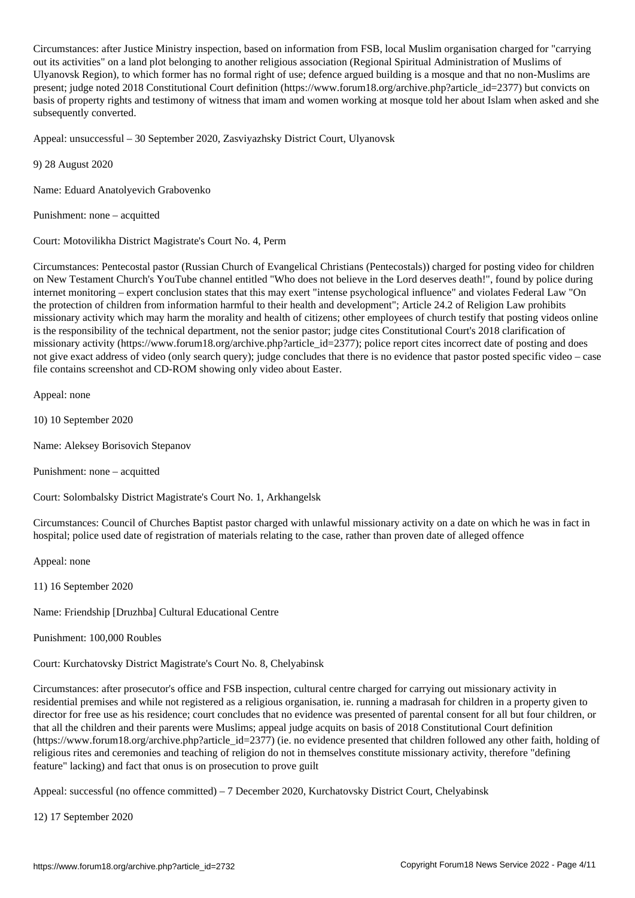Circumstances: after Justice Ministry inspection, based on information from FSB, local Muslim organisation charged for "carrying out its activities" on a land plot belonging to another religious association (Regional Spiritual Administration of Muslims of Ulyanovsk Region), to which former has no formal right of use; defence argued building is a mosque and that no non-Muslims are present; judge noted 2018 Constitutional Court definition (https://www.forum18.org/archive.php?article_id=2377) but convicts on basis of property rights and testimony of witness that imam and women working at mosque told her about Islam when asked and she subsequently converted.

Appeal: unsuccessful – 30 September 2020, Zasviyazhsky District Court, Ulyanovsk

9) 28 August 2020

Name: Eduard Anatolyevich Grabovenko

Punishment: none – acquitted

Court: Motovilikha District Magistrate's Court No. 4, Perm

Circumstances: Pentecostal pastor (Russian Church of Evangelical Christians (Pentecostals)) charged for posting video for children on New Testament Church's YouTube channel entitled "Who does not believe in the Lord deserves death!", found by police during internet monitoring – expert conclusion states that this may exert "intense psychological influence" and violates Federal Law "On the protection of children from information harmful to their health and development"; Article 24.2 of Religion Law prohibits missionary activity which may harm the morality and health of citizens; other employees of church testify that posting videos online is the responsibility of the technical department, not the senior pastor; judge cites Constitutional Court's 2018 clarification of missionary activity (https://www.forum18.org/archive.php?article_id=2377); police report cites incorrect date of posting and does not give exact address of video (only search query); judge concludes that there is no evidence that pastor posted specific video – case file contains screenshot and CD-ROM showing only video about Easter.

Appeal: none

10) 10 September 2020

Name: Aleksey Borisovich Stepanov

Punishment: none – acquitted

Court: Solombalsky District Magistrate's Court No. 1, Arkhangelsk

Circumstances: Council of Churches Baptist pastor charged with unlawful missionary activity on a date on which he was in fact in hospital; police used date of registration of materials relating to the case, rather than proven date of alleged offence

Appeal: none

11) 16 September 2020

Name: Friendship [Druzhba] Cultural Educational Centre

Punishment: 100,000 Roubles

Court: Kurchatovsky District Magistrate's Court No. 8, Chelyabinsk

Circumstances: after prosecutor's office and FSB inspection, cultural centre charged for carrying out missionary activity in residential premises and while not registered as a religious organisation, ie. running a madrasah for children in a property given to director for free use as his residence; court concludes that no evidence was presented of parental consent for all but four children, or that all the children and their parents were Muslims; appeal judge acquits on basis of 2018 Constitutional Court definition (https://www.forum18.org/archive.php?article_id=2377) (ie. no evidence presented that children followed any other faith, holding of religious rites and ceremonies and teaching of religion do not in themselves constitute missionary activity, therefore "defining feature" lacking) and fact that onus is on prosecution to prove guilt

Appeal: successful (no offence committed) – 7 December 2020, Kurchatovsky District Court, Chelyabinsk

12) 17 September 2020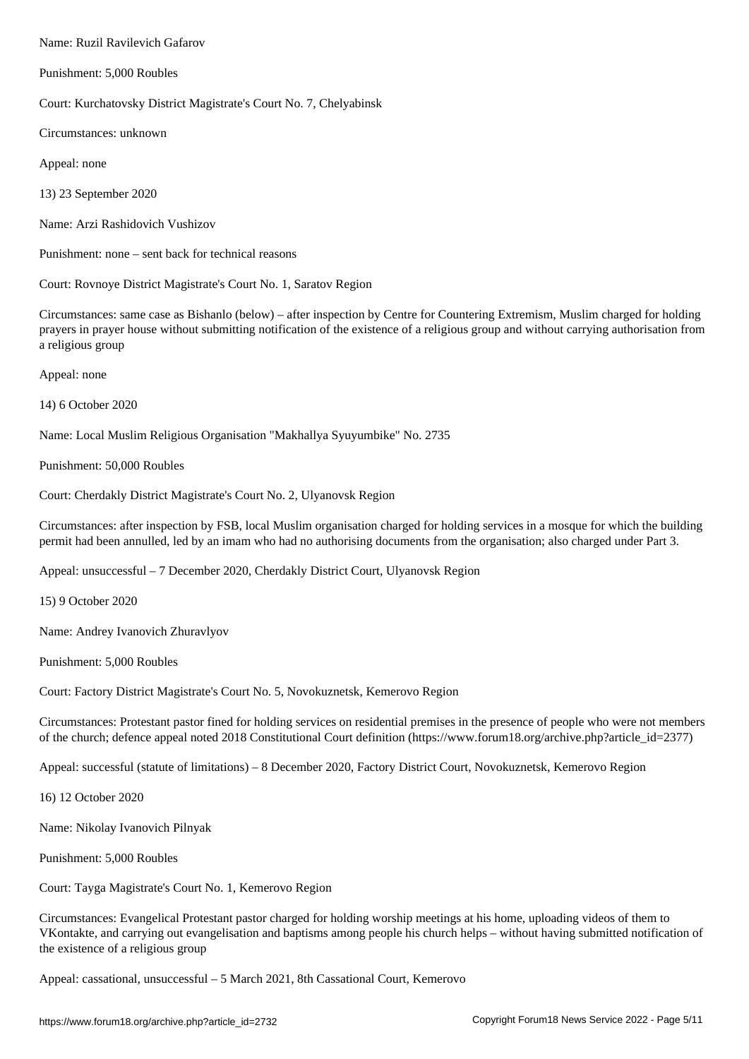Name: Ruzil Ravilevich Gafarov

Punishment: 5,000 Roubles

Court: Kurchatovsky District Magistrate's Court No. 7, Chelyabinsk

Circumstances: unknown

Appeal: none

13) 23 September 2020

Name: Arzi Rashidovich Vushizov

Punishment: none – sent back for technical reasons

Court: Rovnoye District Magistrate's Court No. 1, Saratov Region

Circumstances: same case as Bishanlo (below) – after inspection by Centre for Countering Extremism, Muslim charged for holding prayers in prayer house without submitting notification of the existence of a religious group and without carrying authorisation from a religious group

Appeal: none

14) 6 October 2020

Name: Local Muslim Religious Organisation "Makhallya Syuyumbike" No. 2735

Punishment: 50,000 Roubles

Court: Cherdakly District Magistrate's Court No. 2, Ulyanovsk Region

Circumstances: after inspection by FSB, local Muslim organisation charged for holding services in a mosque for which the building permit had been annulled, led by an imam who had no authorising documents from the organisation; also charged under Part 3.

Appeal: unsuccessful – 7 December 2020, Cherdakly District Court, Ulyanovsk Region

15) 9 October 2020

Name: Andrey Ivanovich Zhuravlyov

Punishment: 5,000 Roubles

Court: Factory District Magistrate's Court No. 5, Novokuznetsk, Kemerovo Region

Circumstances: Protestant pastor fined for holding services on residential premises in the presence of people who were not members of the church; defence appeal noted 2018 Constitutional Court definition (https://www.forum18.org/archive.php?article_id=2377)

Appeal: successful (statute of limitations) – 8 December 2020, Factory District Court, Novokuznetsk, Kemerovo Region

16) 12 October 2020

Name: Nikolay Ivanovich Pilnyak

Punishment: 5,000 Roubles

Court: Tayga Magistrate's Court No. 1, Kemerovo Region

Circumstances: Evangelical Protestant pastor charged for holding worship meetings at his home, uploading videos of them to VKontakte, and carrying out evangelisation and baptisms among people his church helps – without having submitted notification of the existence of a religious group

Appeal: cassational, unsuccessful – 5 March 2021, 8th Cassational Court, Kemerovo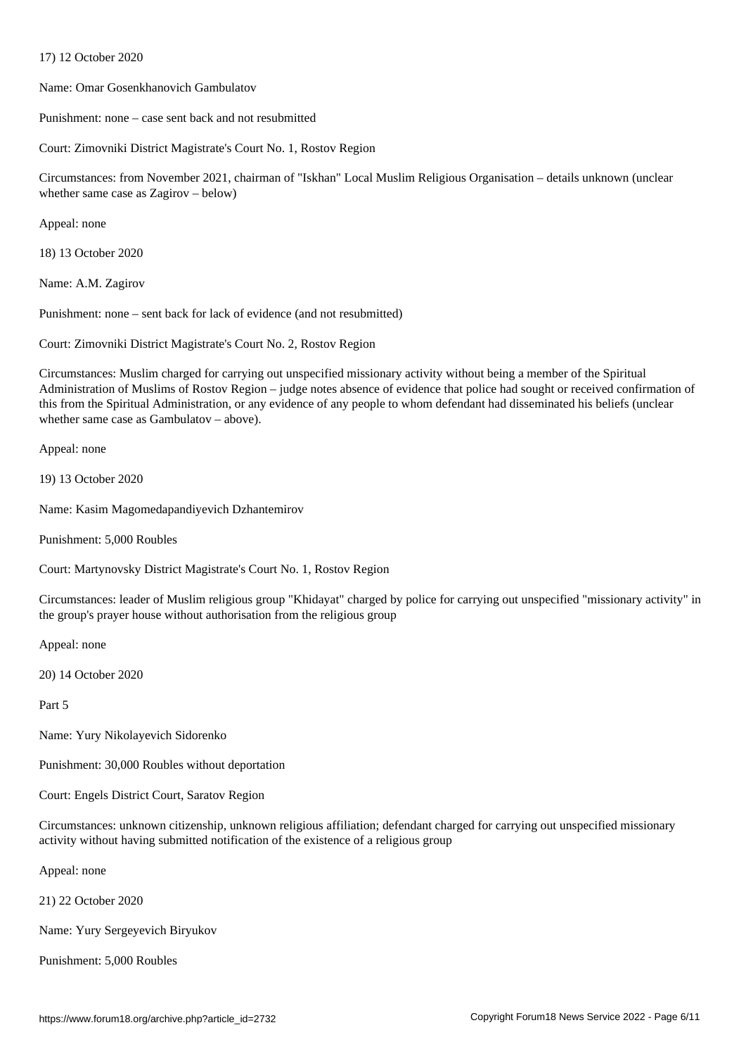17) 12 October 2020

Name: Omar Gosenkhanovich Gambulatov

Punishment: none – case sent back and not resubmitted

Court: Zimovniki District Magistrate's Court No. 1, Rostov Region

Circumstances: from November 2021, chairman of "Iskhan" Local Muslim Religious Organisation – details unknown (unclear whether same case as Zagirov – below)

Appeal: none

18) 13 October 2020

Name: A.M. Zagirov

Punishment: none – sent back for lack of evidence (and not resubmitted)

Court: Zimovniki District Magistrate's Court No. 2, Rostov Region

Circumstances: Muslim charged for carrying out unspecified missionary activity without being a member of the Spiritual Administration of Muslims of Rostov Region – judge notes absence of evidence that police had sought or received confirmation of this from the Spiritual Administration, or any evidence of any people to whom defendant had disseminated his beliefs (unclear whether same case as Gambulatov – above).

Appeal: none

19) 13 October 2020

Name: Kasim Magomedapandiyevich Dzhantemirov

Punishment: 5,000 Roubles

Court: Martynovsky District Magistrate's Court No. 1, Rostov Region

Circumstances: leader of Muslim religious group "Khidayat" charged by police for carrying out unspecified "missionary activity" in the group's prayer house without authorisation from the religious group

Appeal: none

20) 14 October 2020

Part 5

Name: Yury Nikolayevich Sidorenko

Punishment: 30,000 Roubles without deportation

Court: Engels District Court, Saratov Region

Circumstances: unknown citizenship, unknown religious affiliation; defendant charged for carrying out unspecified missionary activity without having submitted notification of the existence of a religious group

Appeal: none

21) 22 October 2020

Name: Yury Sergeyevich Biryukov

Punishment: 5,000 Roubles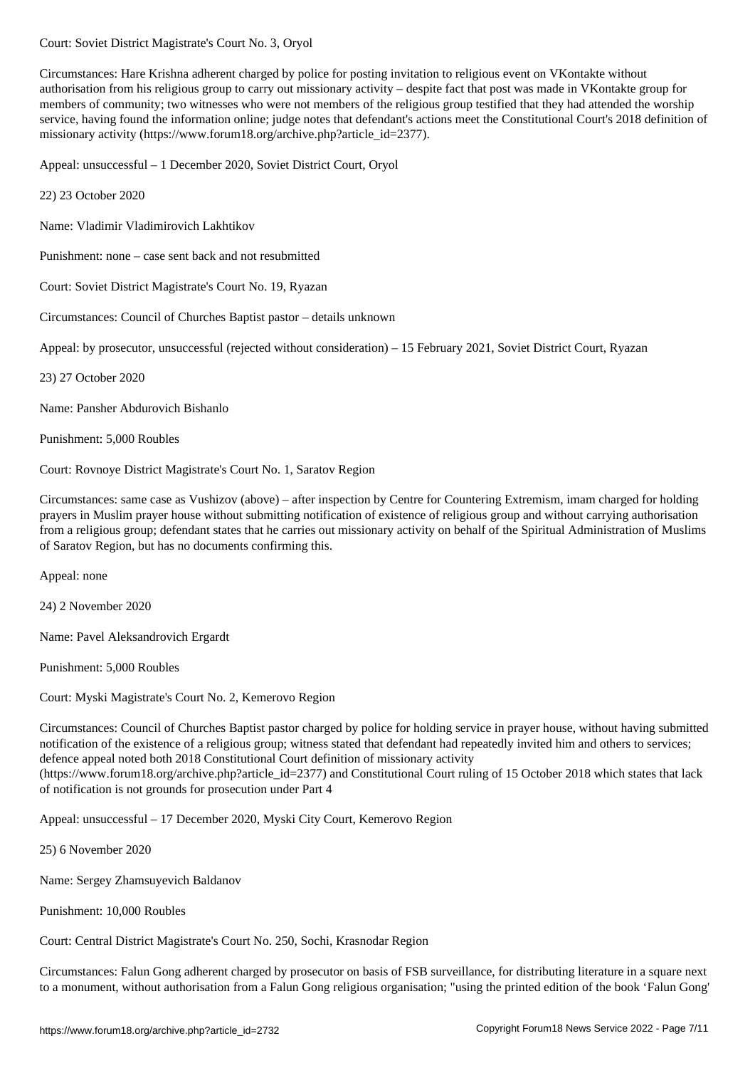Court: Soviet District Magistrate's Court No. 3, Oryol

Circumstances: Hare Krishna adherent charged by police for posting invitation to religious event on VKontakte without authorisation from his religious group to carry out missionary activity – despite fact that post was made in VKontakte group for members of community; two witnesses who were not members of the religious group testified that they had attended the worship service, having found the information online; judge notes that defendant's actions meet the Constitutional Court's 2018 definition of missionary activity (https://www.forum18.org/archive.php?article_id=2377).

Appeal: unsuccessful – 1 December 2020, Soviet District Court, Oryol

22) 23 October 2020

Name: Vladimir Vladimirovich Lakhtikov

Punishment: none – case sent back and not resubmitted

Court: Soviet District Magistrate's Court No. 19, Ryazan

Circumstances: Council of Churches Baptist pastor – details unknown

Appeal: by prosecutor, unsuccessful (rejected without consideration) – 15 February 2021, Soviet District Court, Ryazan

23) 27 October 2020

Name: Pansher Abdurovich Bishanlo

Punishment: 5,000 Roubles

Court: Rovnoye District Magistrate's Court No. 1, Saratov Region

Circumstances: same case as Vushizov (above) – after inspection by Centre for Countering Extremism, imam charged for holding prayers in Muslim prayer house without submitting notification of existence of religious group and without carrying authorisation from a religious group; defendant states that he carries out missionary activity on behalf of the Spiritual Administration of Muslims of Saratov Region, but has no documents confirming this.

Appeal: none

24) 2 November 2020

Name: Pavel Aleksandrovich Ergardt

Punishment: 5,000 Roubles

Court: Myski Magistrate's Court No. 2, Kemerovo Region

Circumstances: Council of Churches Baptist pastor charged by police for holding service in prayer house, without having submitted notification of the existence of a religious group; witness stated that defendant had repeatedly invited him and others to services; defence appeal noted both 2018 Constitutional Court definition of missionary activity (https://www.forum18.org/archive.php?article_id=2377) and Constitutional Court ruling of 15 October 2018 which states that lack of notification is not grounds for prosecution under Part 4

Appeal: unsuccessful – 17 December 2020, Myski City Court, Kemerovo Region

25) 6 November 2020

Name: Sergey Zhamsuyevich Baldanov

Punishment: 10,000 Roubles

Court: Central District Magistrate's Court No. 250, Sochi, Krasnodar Region

Circumstances: Falun Gong adherent charged by prosecutor on basis of FSB surveillance, for distributing literature in a square next to a monument, without authorisation from a Falun Gong religious organisation; "using the printed edition of the book 'Falun Gong'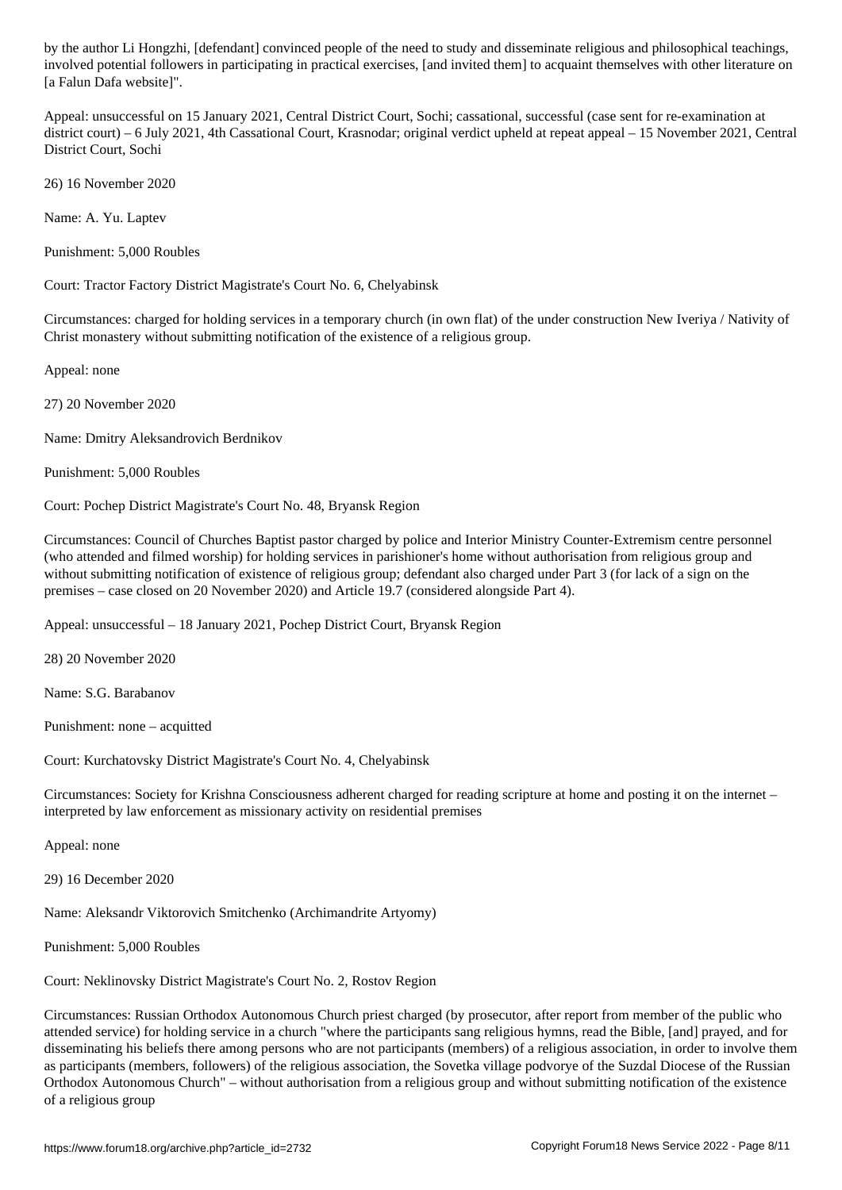by the author Li Hongzhi, [defendant] convinced people of the need to study and disseminate religious and philosophical teachings, involved potential followers in participating in practical exercises, [and invited them] to acquaint themselves with other literature on [a Falun Dafa website]".

Appeal: unsuccessful on 15 January 2021, Central District Court, Sochi; cassational, successful (case sent for re-examination at district court) – 6 July 2021, 4th Cassational Court, Krasnodar; original verdict upheld at repeat appeal – 15 November 2021, Central District Court, Sochi

26) 16 November 2020

Name: A. Yu. Laptev

Punishment: 5,000 Roubles

Court: Tractor Factory District Magistrate's Court No. 6, Chelyabinsk

Circumstances: charged for holding services in a temporary church (in own flat) of the under construction New Iveriya / Nativity of Christ monastery without submitting notification of the existence of a religious group.

Appeal: none

27) 20 November 2020

Name: Dmitry Aleksandrovich Berdnikov

Punishment: 5,000 Roubles

Court: Pochep District Magistrate's Court No. 48, Bryansk Region

Circumstances: Council of Churches Baptist pastor charged by police and Interior Ministry Counter-Extremism centre personnel (who attended and filmed worship) for holding services in parishioner's home without authorisation from religious group and without submitting notification of existence of religious group; defendant also charged under Part 3 (for lack of a sign on the premises – case closed on 20 November 2020) and Article 19.7 (considered alongside Part 4).

Appeal: unsuccessful – 18 January 2021, Pochep District Court, Bryansk Region

28) 20 November 2020

Name: S.G. Barabanov

Punishment: none – acquitted

Court: Kurchatovsky District Magistrate's Court No. 4, Chelyabinsk

Circumstances: Society for Krishna Consciousness adherent charged for reading scripture at home and posting it on the internet – interpreted by law enforcement as missionary activity on residential premises

Appeal: none

29) 16 December 2020

Name: Aleksandr Viktorovich Smitchenko (Archimandrite Artyomy)

Punishment: 5,000 Roubles

Court: Neklinovsky District Magistrate's Court No. 2, Rostov Region

Circumstances: Russian Orthodox Autonomous Church priest charged (by prosecutor, after report from member of the public who attended service) for holding service in a church "where the participants sang religious hymns, read the Bible, [and] prayed, and for disseminating his beliefs there among persons who are not participants (members) of a religious association, in order to involve them as participants (members, followers) of the religious association, the Sovetka village podvorye of the Suzdal Diocese of the Russian Orthodox Autonomous Church" – without authorisation from a religious group and without submitting notification of the existence of a religious group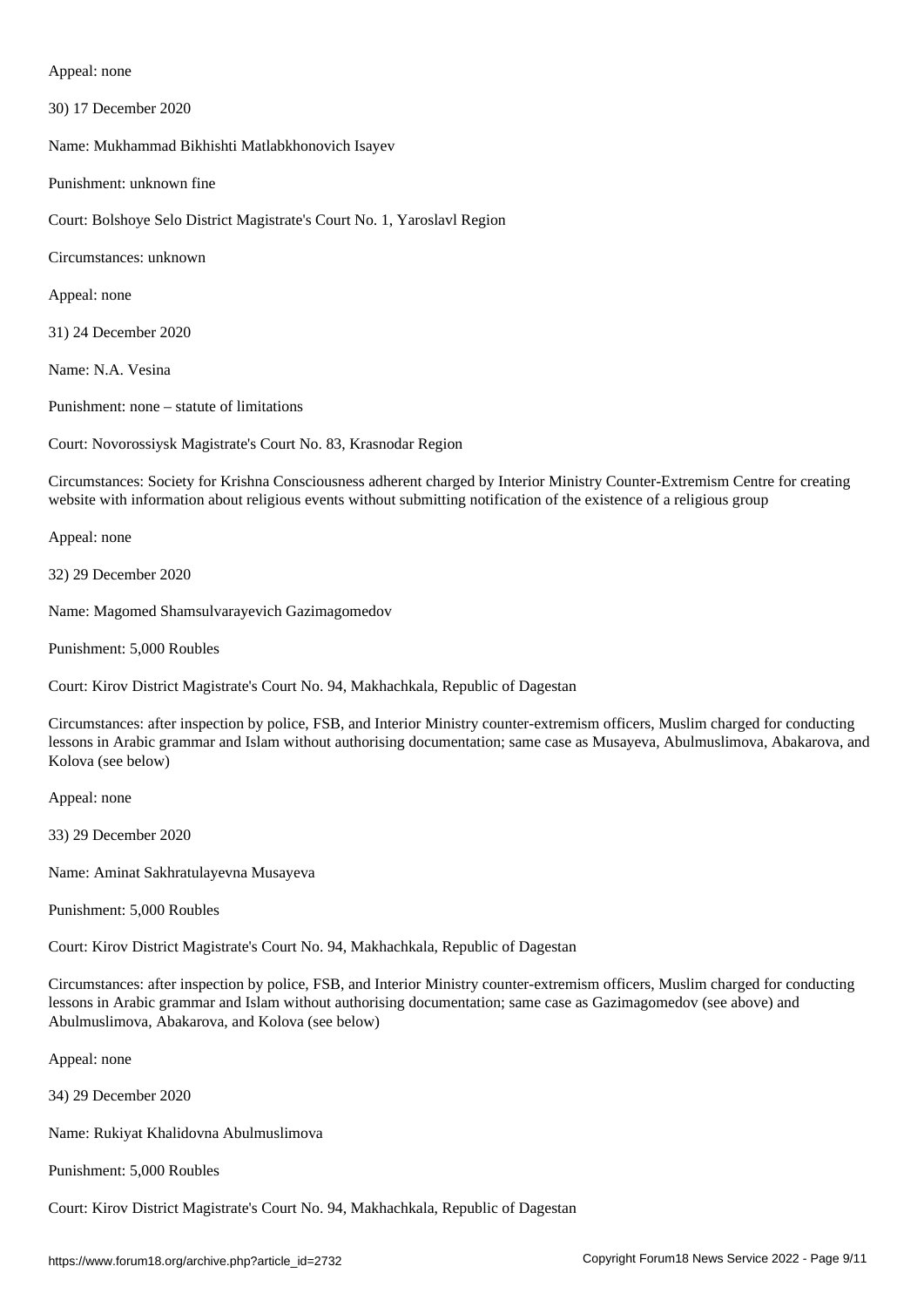Appeal: none

30) 17 December 2020

Name: Mukhammad Bikhishti Matlabkhonovich Isayev

Punishment: unknown fine

Court: Bolshoye Selo District Magistrate's Court No. 1, Yaroslavl Region

Circumstances: unknown

Appeal: none

31) 24 December 2020

Name: N.A. Vesina

Punishment: none – statute of limitations

Court: Novorossiysk Magistrate's Court No. 83, Krasnodar Region

Circumstances: Society for Krishna Consciousness adherent charged by Interior Ministry Counter-Extremism Centre for creating website with information about religious events without submitting notification of the existence of a religious group

Appeal: none

32) 29 December 2020

Name: Magomed Shamsulvarayevich Gazimagomedov

Punishment: 5,000 Roubles

Court: Kirov District Magistrate's Court No. 94, Makhachkala, Republic of Dagestan

Circumstances: after inspection by police, FSB, and Interior Ministry counter-extremism officers, Muslim charged for conducting lessons in Arabic grammar and Islam without authorising documentation; same case as Musayeva, Abulmuslimova, Abakarova, and Kolova (see below)

Appeal: none

33) 29 December 2020

Name: Aminat Sakhratulayevna Musayeva

Punishment: 5,000 Roubles

Court: Kirov District Magistrate's Court No. 94, Makhachkala, Republic of Dagestan

Circumstances: after inspection by police, FSB, and Interior Ministry counter-extremism officers, Muslim charged for conducting lessons in Arabic grammar and Islam without authorising documentation; same case as Gazimagomedov (see above) and Abulmuslimova, Abakarova, and Kolova (see below)

Appeal: none

34) 29 December 2020

Name: Rukiyat Khalidovna Abulmuslimova

Punishment: 5,000 Roubles

Court: Kirov District Magistrate's Court No. 94, Makhachkala, Republic of Dagestan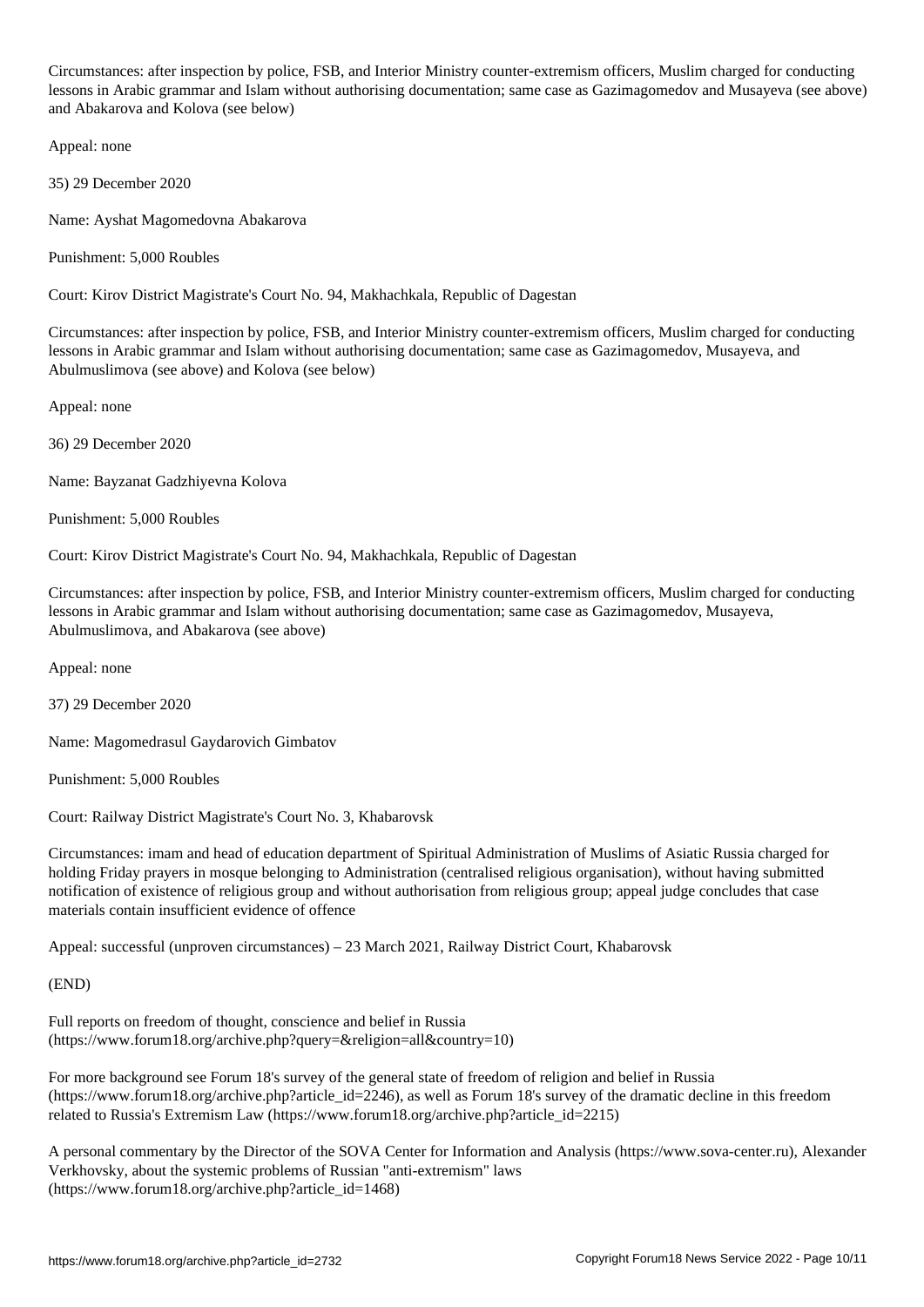Circumstances: after inspection by police, FSB, and Interior Ministry counter-extremism officers, Muslim charged for conducting lessons in Arabic grammar and Islam without authorising documentation; same case as Gazimagomedov and Musayeva (see above) and Abakarova and Kolova (see below)

Appeal: none

35) 29 December 2020

Name: Ayshat Magomedovna Abakarova

Punishment: 5,000 Roubles

Court: Kirov District Magistrate's Court No. 94, Makhachkala, Republic of Dagestan

Circumstances: after inspection by police, FSB, and Interior Ministry counter-extremism officers, Muslim charged for conducting lessons in Arabic grammar and Islam without authorising documentation; same case as Gazimagomedov, Musayeva, and Abulmuslimova (see above) and Kolova (see below)

Appeal: none

36) 29 December 2020

Name: Bayzanat Gadzhiyevna Kolova

Punishment: 5,000 Roubles

Court: Kirov District Magistrate's Court No. 94, Makhachkala, Republic of Dagestan

Circumstances: after inspection by police, FSB, and Interior Ministry counter-extremism officers, Muslim charged for conducting lessons in Arabic grammar and Islam without authorising documentation; same case as Gazimagomedov, Musayeva, Abulmuslimova, and Abakarova (see above)

Appeal: none

37) 29 December 2020

Name: Magomedrasul Gaydarovich Gimbatov

Punishment: 5,000 Roubles

Court: Railway District Magistrate's Court No. 3, Khabarovsk

Circumstances: imam and head of education department of Spiritual Administration of Muslims of Asiatic Russia charged for holding Friday prayers in mosque belonging to Administration (centralised religious organisation), without having submitted notification of existence of religious group and without authorisation from religious group; appeal judge concludes that case materials contain insufficient evidence of offence

Appeal: successful (unproven circumstances) – 23 March 2021, Railway District Court, Khabarovsk

(END)

Full reports on freedom of thought, conscience and belief in Russia (https://www.forum18.org/archive.php?query=&religion=all&country=10)

For more background see Forum 18's survey of the general state of freedom of religion and belief in Russia (https://www.forum18.org/archive.php?article_id=2246), as well as Forum 18's survey of the dramatic decline in this freedom related to Russia's Extremism Law (https://www.forum18.org/archive.php?article_id=2215)

A personal commentary by the Director of the SOVA Center for Information and Analysis (https://www.sova-center.ru), Alexander Verkhovsky, about the systemic problems of Russian "anti-extremism" laws (https://www.forum18.org/archive.php?article_id=1468)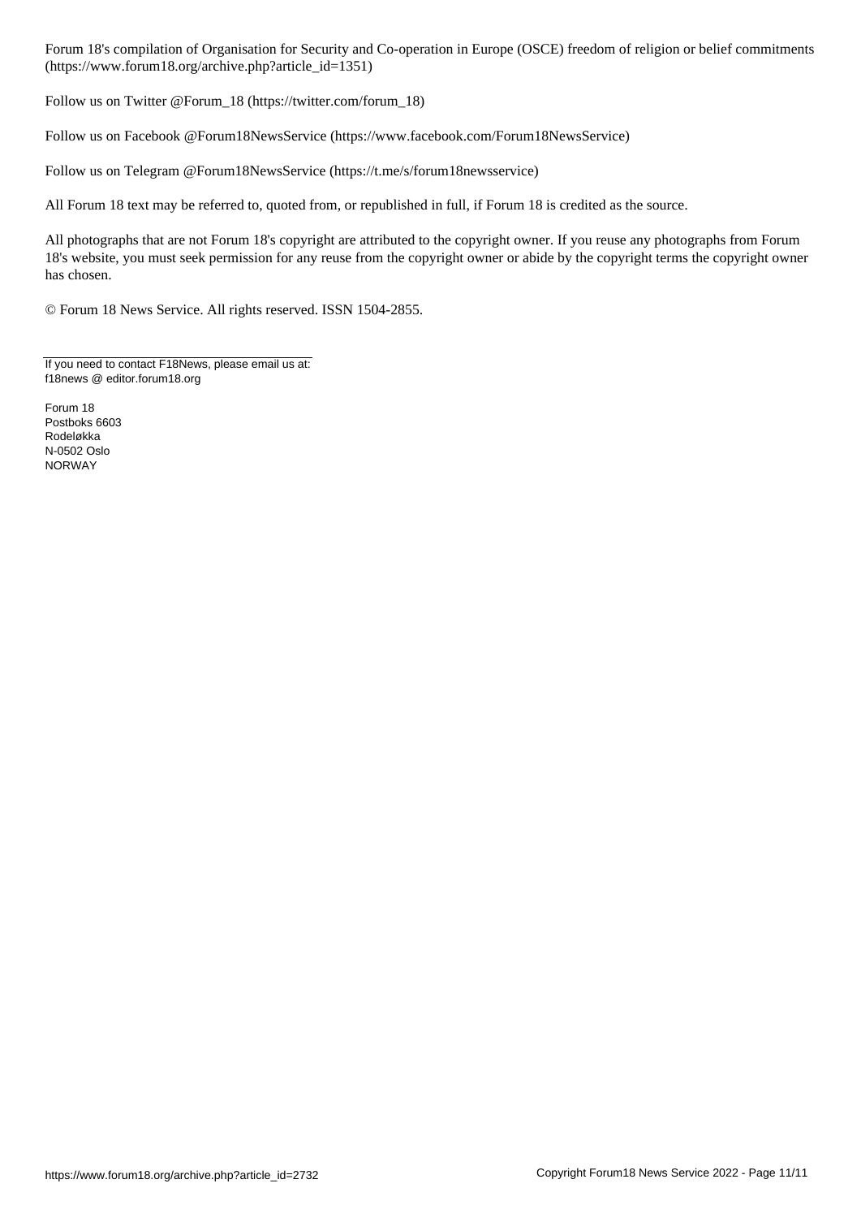Forum 18's compilation of Organisation for Security and Co-operation in Europe (OSCE) freedom of religion or belief commitments (https://www.forum18.org/archive.php?article_id=1351)

Follow us on Twitter @Forum_18 (https://twitter.com/forum_18)

Follow us on Facebook @Forum18NewsService (https://www.facebook.com/Forum18NewsService)

Follow us on Telegram @Forum18NewsService (https://t.me/s/forum18newsservice)

All Forum 18 text may be referred to, quoted from, or republished in full, if Forum 18 is credited as the source.

All photographs that are not Forum 18's copyright are attributed to the copyright owner. If you reuse any photographs from Forum 18's website, you must seek permission for any reuse from the copyright owner or abide by the copyright terms the copyright owner has chosen.

© Forum 18 News Service. All rights reserved. ISSN 1504-2855.

If you need to contact F18News, please email us at:
f18news @ editor.forum18.org

Forum 18
Postboks 6603
Rodeløkka
N-0502 Oslo
NORWAY